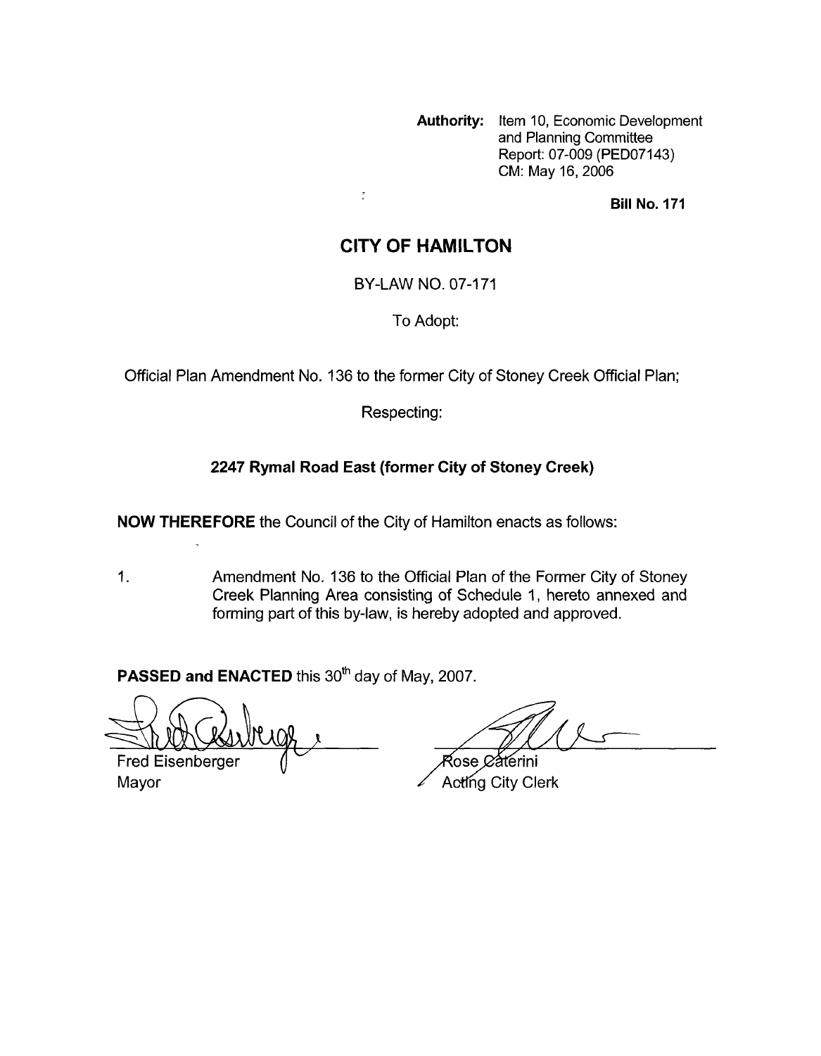**Authority:** Item 10, Economic Development and Planning Committee Report: 07-009 (PED07143) CM: May 16, 2006

**Bill No. 171**

# CITY OF HAMILTON

BY-LAW NO. 07-171

To Adopt:

Official Plan Amendment No. 136 to the former City of Stoney Creek Official Plan;

Respecting:

**2247 Rymal Road East (former City of Stoney Creek)**

**NOW THEREFORE** the Council of the City of Hamilton enacts as follows:

1. Amendment No. 136 to the Official Plan of the Former City of Stoney Creek Planning Area consisting of Schedule 1, hereto annexed and forming part of this by-law, is hereby adopted and approved.

**PASSED and ENACTED** this 30th day of May, 2007.

Fred Eisenberger
Mayor

Rose Caterini
Acting City Clerk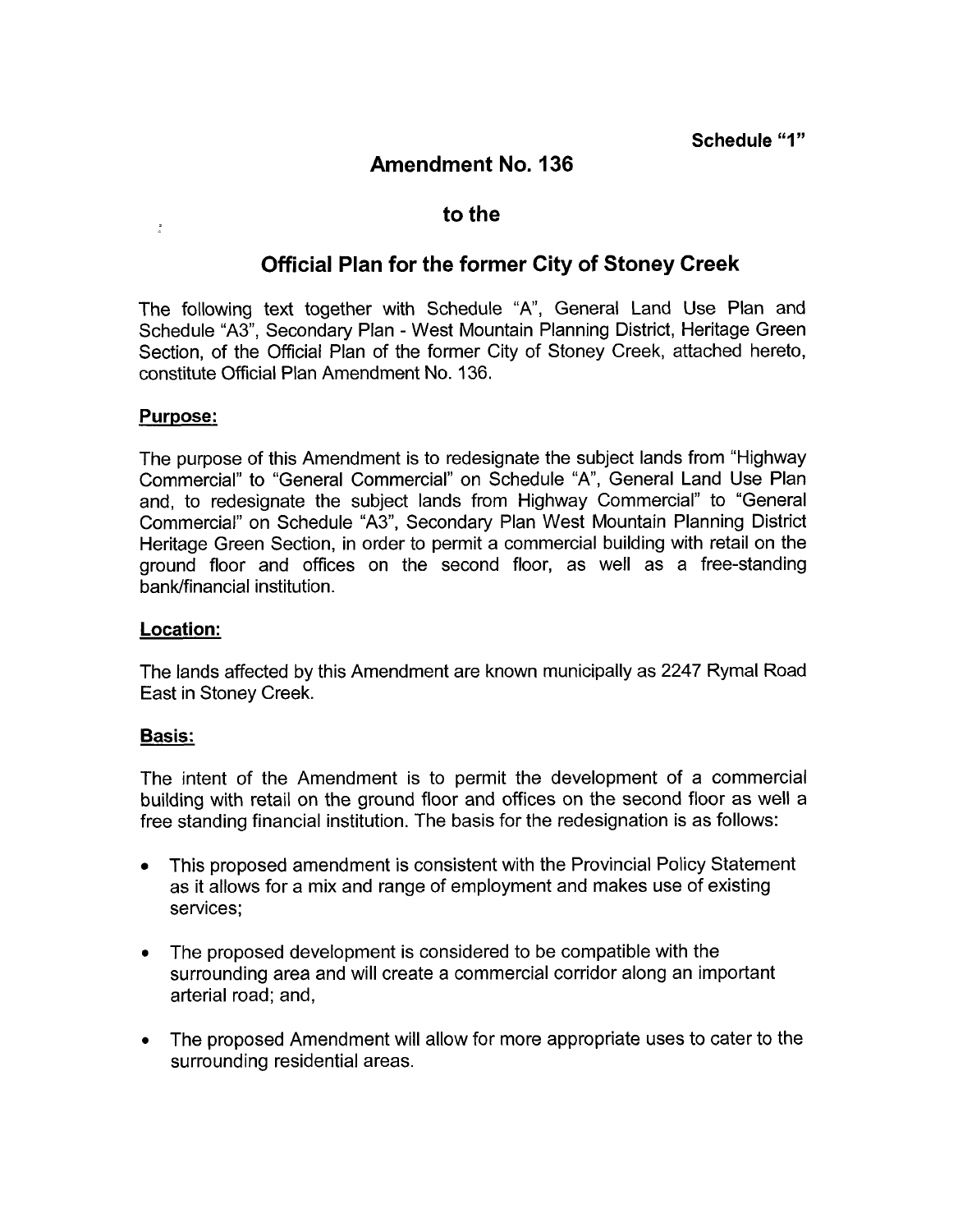**Schedule "1"**

# Amendment No. 136

## to the

## Official Plan for the former City of Stoney Creek

The following text together with Schedule "A", General Land Use Plan and Schedule "A3", Secondary Plan - West Mountain Planning District, Heritage Green Section, of the Official Plan of the former City of Stoney Creek, attached hereto, constitute Official Plan Amendment No. 136.

### Purpose:

The purpose of this Amendment is to redesignate the subject lands from "Highway Commercial" to "General Commercial" on Schedule "A", General Land Use Plan and, to redesignate the subject lands from Highway Commercial" to "General Commercial" on Schedule "A3", Secondary Plan West Mountain Planning District Heritage Green Section, in order to permit a commercial building with retail on the ground floor and offices on the second floor, as well as a free-standing bank/financial institution.

### Location:

The lands affected by this Amendment are known municipally as 2247 Rymal Road East in Stoney Creek.

### Basis:

The intent of the Amendment is to permit the development of a commercial building with retail on the ground floor and offices on the second floor as well a free standing financial institution. The basis for the redesignation is as follows:

- This proposed amendment is consistent with the Provincial Policy Statement as it allows for a mix and range of employment and makes use of existing services;
- The proposed development is considered to be compatible with the surrounding area and will create a commercial corridor along an important arterial road; and,
- The proposed Amendment will allow for more appropriate uses to cater to the surrounding residential areas.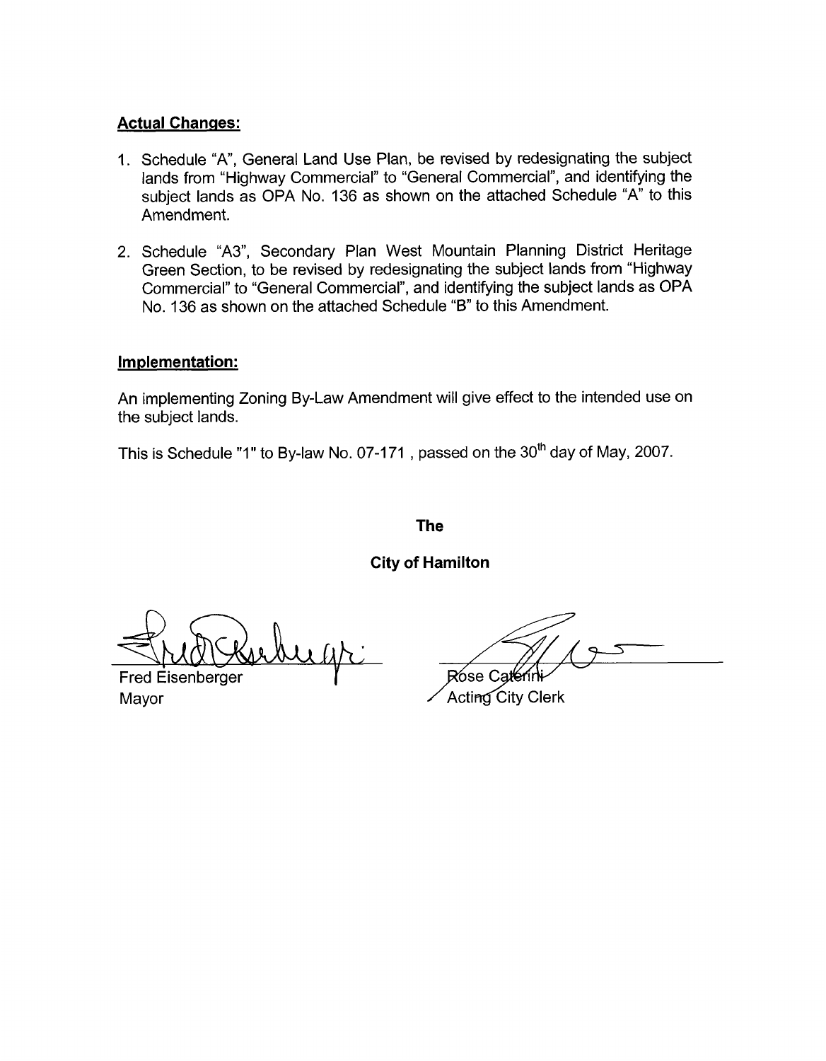**Actual Changes:**

1. Schedule "A", General Land Use Plan, be revised by redesignating the subject lands from "Highway Commercial" to "General Commercial", and identifying the subject lands as OPA No. 136 as shown on the attached Schedule "A" to this Amendment.

2. Schedule "A3", Secondary Plan West Mountain Planning District Heritage Green Section, to be revised by redesignating the subject lands from "Highway Commercial" to "General Commercial", and identifying the subject lands as OPA No. 136 as shown on the attached Schedule "B" to this Amendment.

**Implementation:**

An implementing Zoning By-Law Amendment will give effect to the intended use on the subject lands.

This is Schedule "1" to By-law No. 07-171 , passed on the 30th day of May, 2007.

**The**

**City of Hamilton**

Fred Eisenberger
Mayor

Rose Caterini
Acting City Clerk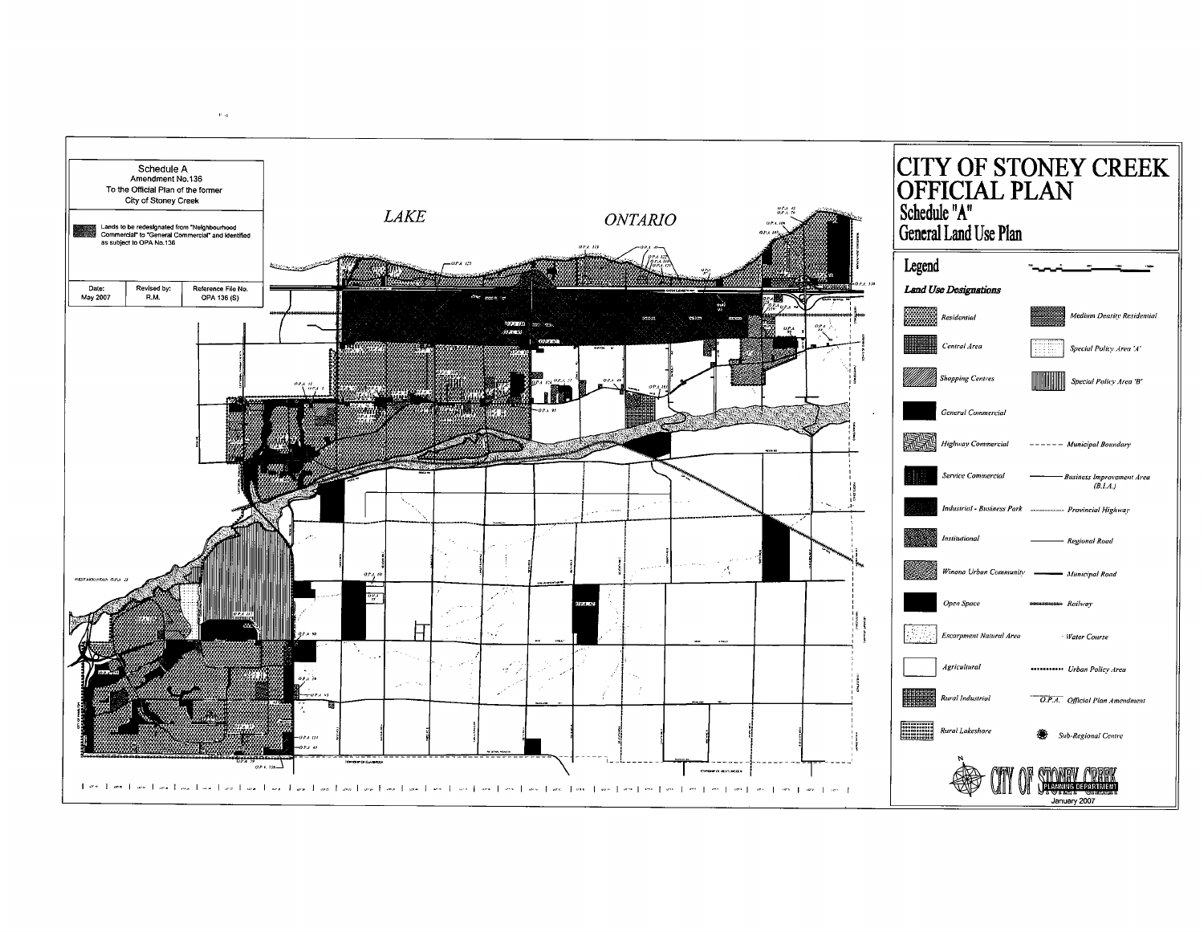Schedule A
Amendment No.136
To the Official Plan of the former
City of Stoney Creek

Lands to be redesignated from "Neighbourhood Commercial" to "General Commercial" and identified as subject to OPA No.136

| Date: | Revised by: | Reference File No. |
| --- | --- | --- |
| May 2007 | R.M. | OPA 136 (S) |

LAKE ONTARIO

# CITY OF STONEY CREEK OFFICIAL PLAN

## Schedule "A"
## General Land Use Plan

### Legend

**Land Use Designations**

- Residential
- Central Area
- Shopping Centres
- General Commercial
- Highway Commercial
- Service Commercial
- Industrial - Business Park
- Institutional
- Winona Urban Community
- Open Space
- Escarpment Natural Area
- Agricultural
- Rural Industrial
- Rural Lakeshore
- Medium Density Residential
- Special Policy Area 'A'
- Special Policy Area 'B'
- Municipal Boundary
- Business Improvement Area (B.I.A.)
- Provincial Highway
- Regional Road
- Municipal Road
- Railway
- Water Course
- Urban Policy Area
- O.P.A. Official Plan Amendment
- Sub-Regional Centre

CITY OF STONEY CREEK
PLANNING DEPARTMENT
January 2007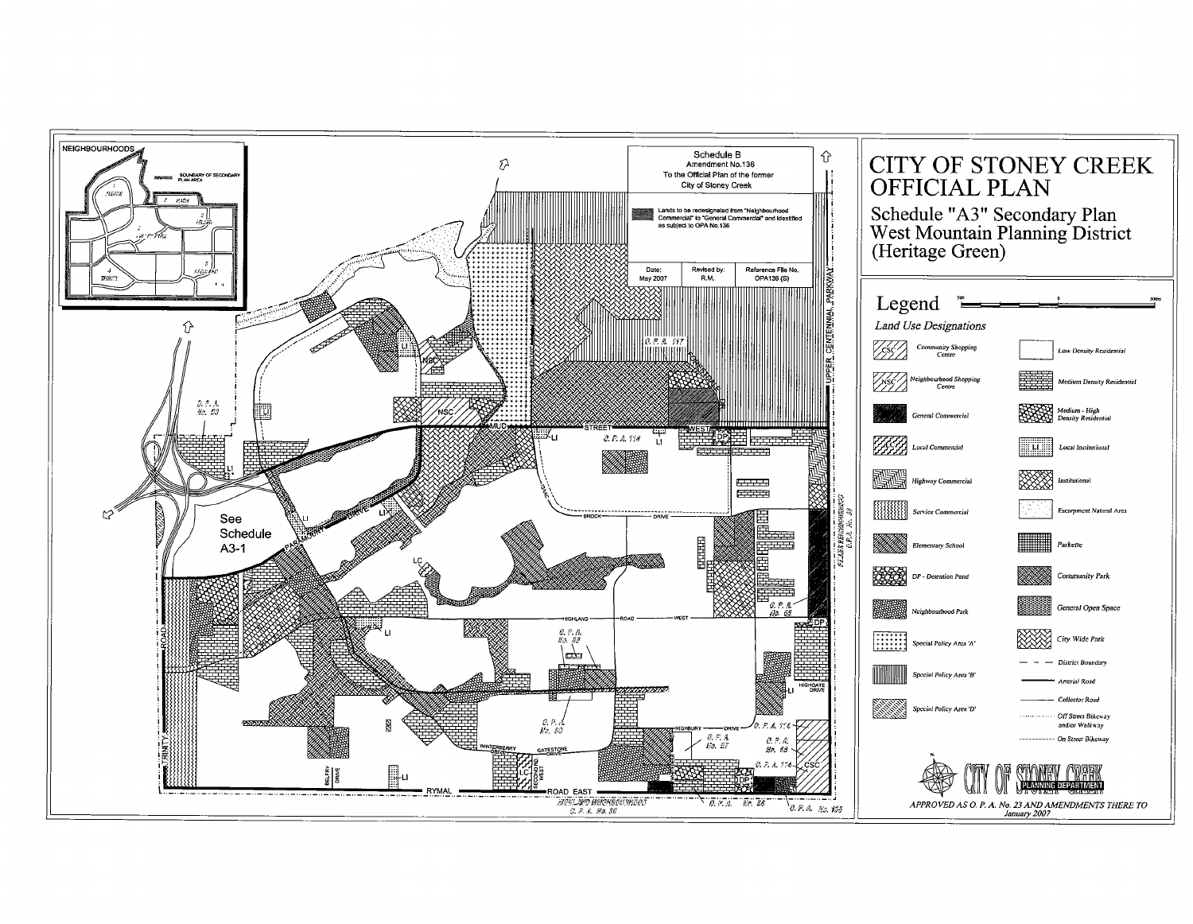# CITY OF STONEY CREEK OFFICIAL PLAN

## Schedule "A3" Secondary Plan West Mountain Planning District (Heritage Green)

Schedule B
Amendment No.136
To the Official Plan of the former
City of Stoney Creek

Lands to be redesignated from "Neighbourhood Commercial" to "General Commercial" and identified as subject to OPA No.136

| Date: | Revised by: | Reference File No. |
|---|---|---|
| May 2007 | R.M. | OPA136 (S) |

NEIGHBOURHOODS

BOUNDARY OF SECONDARY PLAN AREA

See Schedule A3-1

## Legend

### Land Use Designations

- CSC Community Shopping Centre
- NSC Neighbourhood Shopping Centre
- General Commercial
- Local Commercial
- Highway Commercial
- Service Commercial
- Elementary School
- DP - Detention Pond
- Neighbourhood Park
- Special Policy Area 'A'
- Special Policy Area 'B'
- Special Policy Area 'D'
- Low Density Residential
- Medium Density Residential
- Medium - High Density Residential
- LI Local Institutional
- Institutional
- Escarpment Natural Area
- Parkette
- Community Park
- General Open Space
- City Wide Park
- District Boundary
- Arterial Road
- Collector Road
- Off Street Bikeway and/or Walkway
- On Street Bikeway

CITY OF STONEY CREEK PLANNING DEPARTMENT

APPROVED AS O. P. A. No. 23 AND AMENDMENTS THERE TO
January 2007